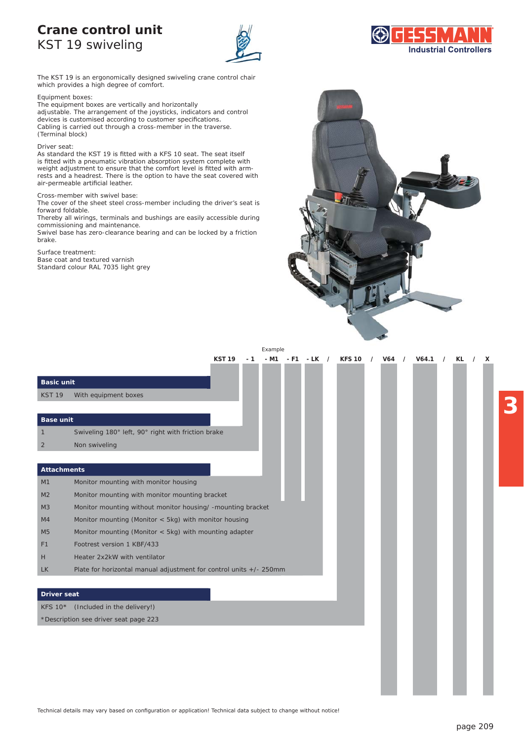# Crane control unit

## KST 19 swiveling

The KST 19 is an ergonomically designed swiveling crane control chair which provides a high degree of comfort.

Equipment boxes:
The equipment boxes are vertically and horizontally adjustable. The arrangement of the joysticks, indicators and control devices is customised according to customer specifications. Cabling is carried out through a cross-member in the traverse. (Terminal block)

Driver seat:
As standard the KST 19 is fitted with a KFS 10 seat. The seat itself is fitted with a pneumatic vibration absorption system complete with weight adjustment to ensure that the comfort level is fitted with arm-rests and a headrest. There is the option to have the seat covered with air-permeable artificial leather.

Cross-member with swivel base:
The cover of the sheet steel cross-member including the driver's seat is forward foldable.
Thereby all wirings, terminals and bushings are easily accessible during commissioning and maintenance.
Swivel base has zero-clearance bearing and can be locked by a friction brake.

Surface treatment:
Base coat and textured varnish
Standard colour RAL 7035 light grey

Example

**KST 19 - 1 - M1 - F1 - LK / KFS 10 / V64 / V64.1 / KL / X**

| **Basic unit** | |
|---|---|
| KST 19 | With equipment boxes |

| **Base unit** | |
|---|---|
| 1 | Swiveling 180° left, 90° right with friction brake |
| 2 | Non swiveling |

| **Attachments** | |
|---|---|
| M1 | Monitor mounting with monitor housing |
| M2 | Monitor mounting with monitor mounting bracket |
| M3 | Monitor mounting without monitor housing/ -mounting bracket |
| M4 | Monitor mounting (Monitor < 5kg) with monitor housing |
| M5 | Monitor mounting (Monitor < 5kg) with mounting adapter |
| F1 | Footrest version 1 KBF/433 |
| H | Heater 2x2kW with ventilator |
| LK | Plate for horizontal manual adjustment for control units +/- 250mm |

| **Driver seat** | |
|---|---|
| KFS 10* | (Included in the delivery!) |

*Description see driver seat page 223

Technical details may vary based on configuration or application! Technical data subject to change without notice!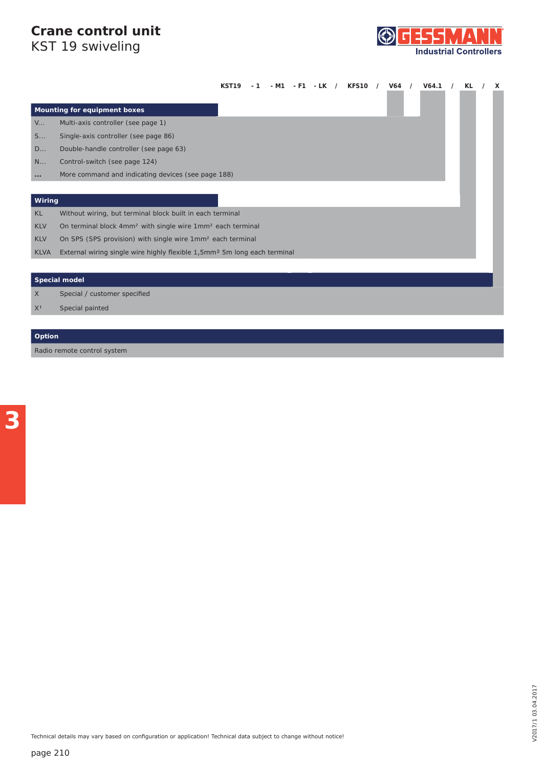# Crane control unit

## KST 19 swiveling

**KST19 - 1 - M1 - F1 - LK / KFS10 / V64 / V64.1 / KL / X**

| Mounting for equipment boxes | |
|---|---|
| V... | Multi-axis controller (see page 1) |
| S... | Single-axis controller (see page 86) |
| D... | Double-handle controller (see page 63) |
| N... | Control-switch (see page 124) |
| ... | More command and indicating devices (see page 188) |

| Wiring | |
|---|---|
| KL | Without wiring, but terminal block built in each terminal |
| KLV | On terminal block 4mm² with single wire 1mm² each terminal |
| KLV | On SPS (SPS provision) with single wire 1mm² each terminal |
| KLVA | External wiring single wire highly flexible 1,5mm² 5m long each terminal |

| Special model | |
|---|---|
| X | Special / customer specified |
| X¹ | Special painted |

| Option |
|---|
| Radio remote control system |

Technical details may vary based on configuration or application! Technical data subject to change without notice!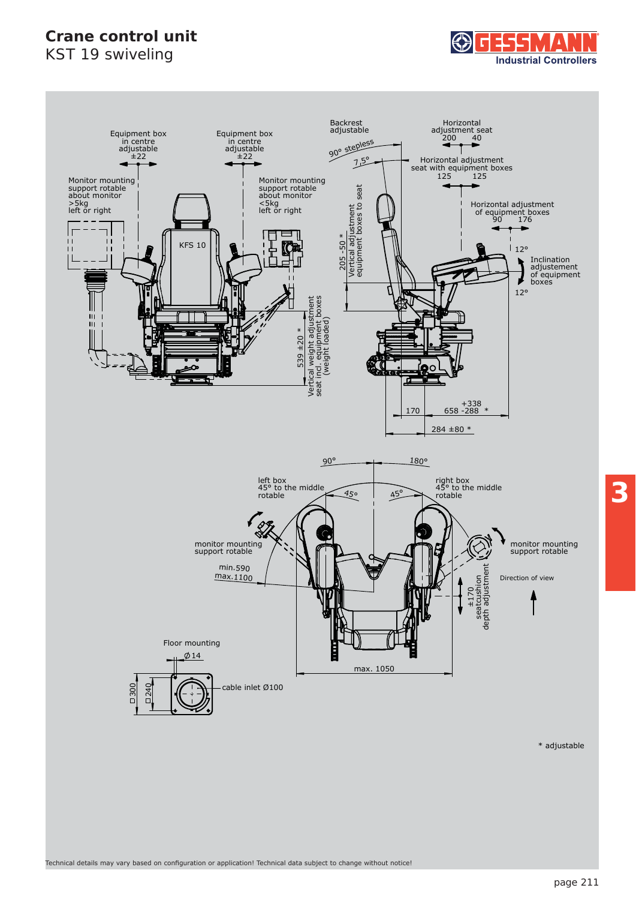# Crane control unit
KST 19 swiveling

GESSMANN Industrial Controllers

Equipment box in centre adjustable ±22

Equipment box in centre adjustable ±22

Monitor mounting support rotable about monitor >5kg left or right

Monitor mounting support rotable about monitor <5kg left or right

KFS 10

Backrest adjustable

90° stepless

7,5°

Horizontal adjustment seat
200 40

Horizontal adjustment seat with equipment boxes
125 125

Horizontal adjustment of equipment boxes
90 176

12°

Inclination adjustement of equipment boxes

12°

205 -50 *
Vertical adjustment equipment boxes to seat

539 ±20 *
Vertical weight adjustment seat incl. equipment boxes (weight loaded)

170

+338
658 -288 *

284 ±80 *

90°

180°

left box
45° to the middle
rotable

45°

45°

right box
45° to the middle
rotable

monitor mounting support rotable

monitor mounting support rotable

min.590
max.1100

±170
seatcushion depth adjustment

Direction of view

max. 1050

Floor mounting

Ø 14

□300

□240

cable inlet Ø100

* adjustable

Technical details may vary based on configuration or application! Technical data subject to change without notice!